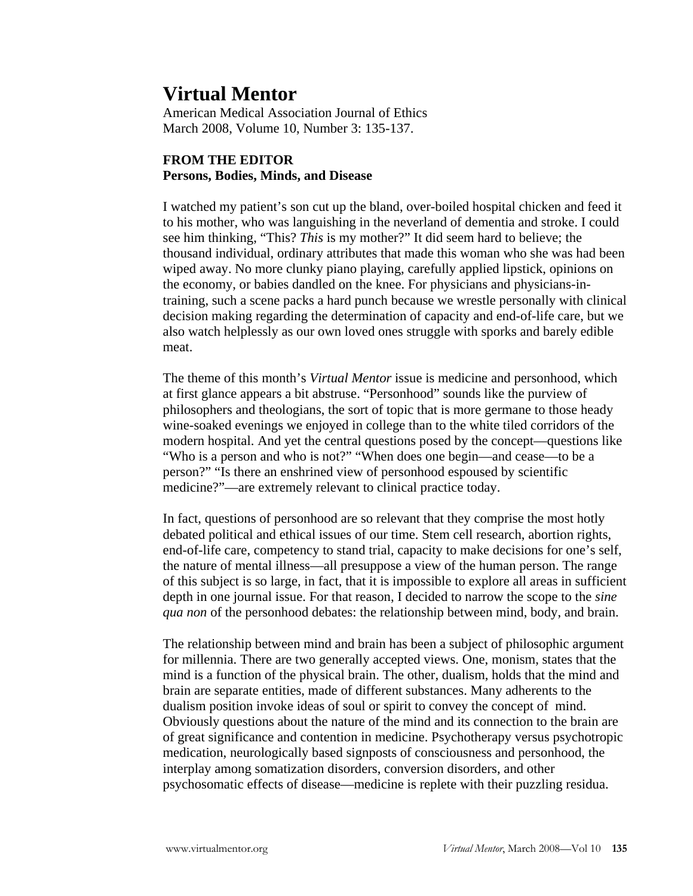# Virtual Mentor

American Medical Association Journal of Ethics
March 2008, Volume 10, Number 3: 135-137.

**FROM THE EDITOR**
**Persons, Bodies, Minds, and Disease**

I watched my patient's son cut up the bland, over-boiled hospital chicken and feed it to his mother, who was languishing in the neverland of dementia and stroke. I could see him thinking, "This? *This* is my mother?" It did seem hard to believe; the thousand individual, ordinary attributes that made this woman who she was had been wiped away. No more clunky piano playing, carefully applied lipstick, opinions on the economy, or babies dandled on the knee. For physicians and physicians-in-training, such a scene packs a hard punch because we wrestle personally with clinical decision making regarding the determination of capacity and end-of-life care, but we also watch helplessly as our own loved ones struggle with sporks and barely edible meat.

The theme of this month's *Virtual Mentor* issue is medicine and personhood, which at first glance appears a bit abstruse. "Personhood" sounds like the purview of philosophers and theologians, the sort of topic that is more germane to those heady wine-soaked evenings we enjoyed in college than to the white tiled corridors of the modern hospital. And yet the central questions posed by the concept—questions like "Who is a person and who is not?" "When does one begin—and cease—to be a person?" "Is there an enshrined view of personhood espoused by scientific medicine?"—are extremely relevant to clinical practice today.

In fact, questions of personhood are so relevant that they comprise the most hotly debated political and ethical issues of our time. Stem cell research, abortion rights, end-of-life care, competency to stand trial, capacity to make decisions for one's self, the nature of mental illness—all presuppose a view of the human person. The range of this subject is so large, in fact, that it is impossible to explore all areas in sufficient depth in one journal issue. For that reason, I decided to narrow the scope to the *sine qua non* of the personhood debates: the relationship between mind, body, and brain.

The relationship between mind and brain has been a subject of philosophic argument for millennia. There are two generally accepted views. One, monism, states that the mind is a function of the physical brain. The other, dualism, holds that the mind and brain are separate entities, made of different substances. Many adherents to the dualism position invoke ideas of soul or spirit to convey the concept of mind. Obviously questions about the nature of the mind and its connection to the brain are of great significance and contention in medicine. Psychotherapy versus psychotropic medication, neurologically based signposts of consciousness and personhood, the interplay among somatization disorders, conversion disorders, and other psychosomatic effects of disease—medicine is replete with their puzzling residua.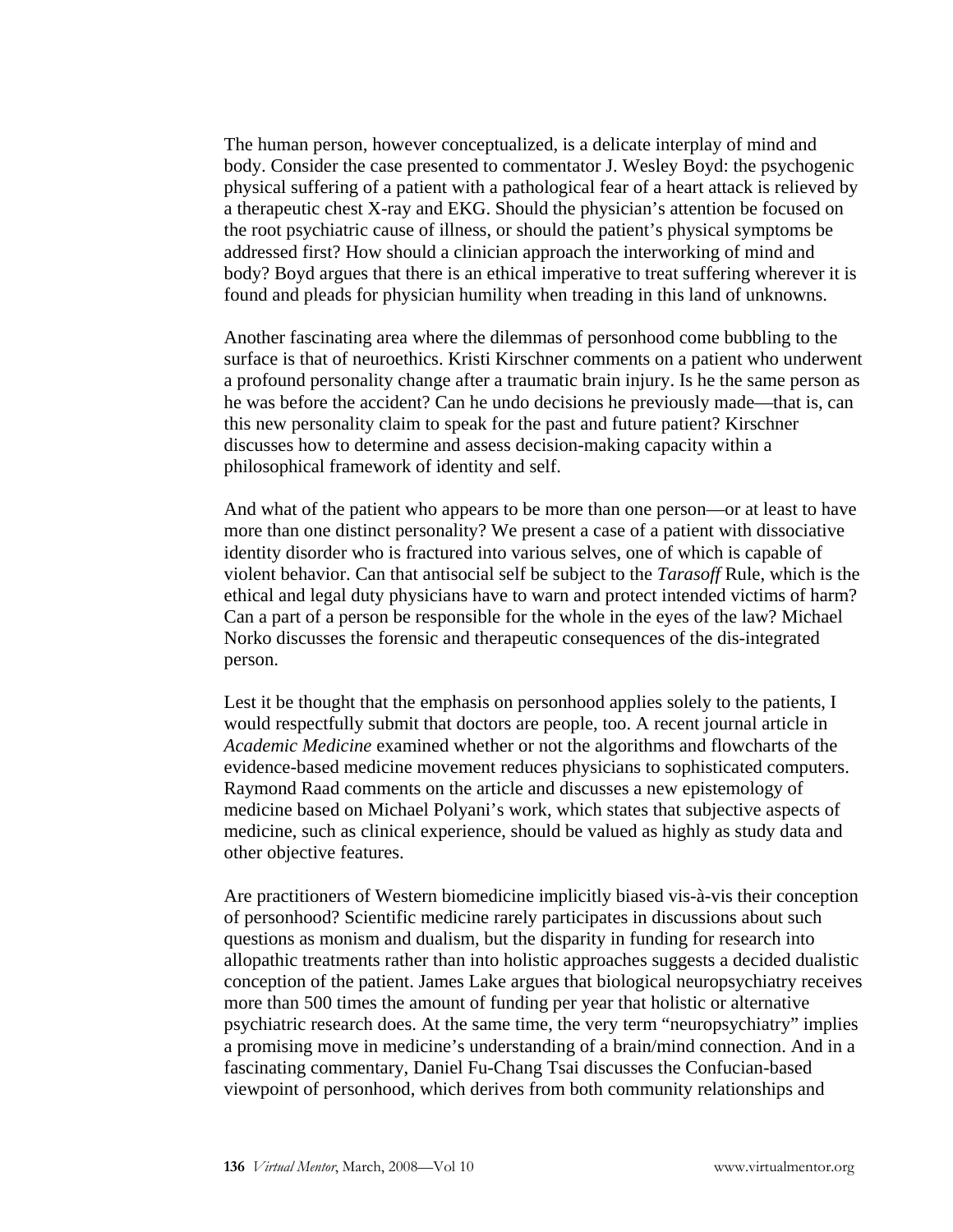The human person, however conceptualized, is a delicate interplay of mind and body. Consider the case presented to commentator J. Wesley Boyd: the psychogenic physical suffering of a patient with a pathological fear of a heart attack is relieved by a therapeutic chest X-ray and EKG. Should the physician's attention be focused on the root psychiatric cause of illness, or should the patient's physical symptoms be addressed first? How should a clinician approach the interworking of mind and body? Boyd argues that there is an ethical imperative to treat suffering wherever it is found and pleads for physician humility when treading in this land of unknowns.

Another fascinating area where the dilemmas of personhood come bubbling to the surface is that of neuroethics. Kristi Kirschner comments on a patient who underwent a profound personality change after a traumatic brain injury. Is he the same person as he was before the accident? Can he undo decisions he previously made—that is, can this new personality claim to speak for the past and future patient? Kirschner discusses how to determine and assess decision-making capacity within a philosophical framework of identity and self.

And what of the patient who appears to be more than one person—or at least to have more than one distinct personality? We present a case of a patient with dissociative identity disorder who is fractured into various selves, one of which is capable of violent behavior. Can that antisocial self be subject to the *Tarasoff* Rule, which is the ethical and legal duty physicians have to warn and protect intended victims of harm? Can a part of a person be responsible for the whole in the eyes of the law? Michael Norko discusses the forensic and therapeutic consequences of the dis-integrated person.

Lest it be thought that the emphasis on personhood applies solely to the patients, I would respectfully submit that doctors are people, too. A recent journal article in *Academic Medicine* examined whether or not the algorithms and flowcharts of the evidence-based medicine movement reduces physicians to sophisticated computers. Raymond Raad comments on the article and discusses a new epistemology of medicine based on Michael Polyani's work, which states that subjective aspects of medicine, such as clinical experience, should be valued as highly as study data and other objective features.

Are practitioners of Western biomedicine implicitly biased vis-à-vis their conception of personhood? Scientific medicine rarely participates in discussions about such questions as monism and dualism, but the disparity in funding for research into allopathic treatments rather than into holistic approaches suggests a decided dualistic conception of the patient. James Lake argues that biological neuropsychiatry receives more than 500 times the amount of funding per year that holistic or alternative psychiatric research does. At the same time, the very term "neuropsychiatry" implies a promising move in medicine's understanding of a brain/mind connection. And in a fascinating commentary, Daniel Fu-Chang Tsai discusses the Confucian-based viewpoint of personhood, which derives from both community relationships and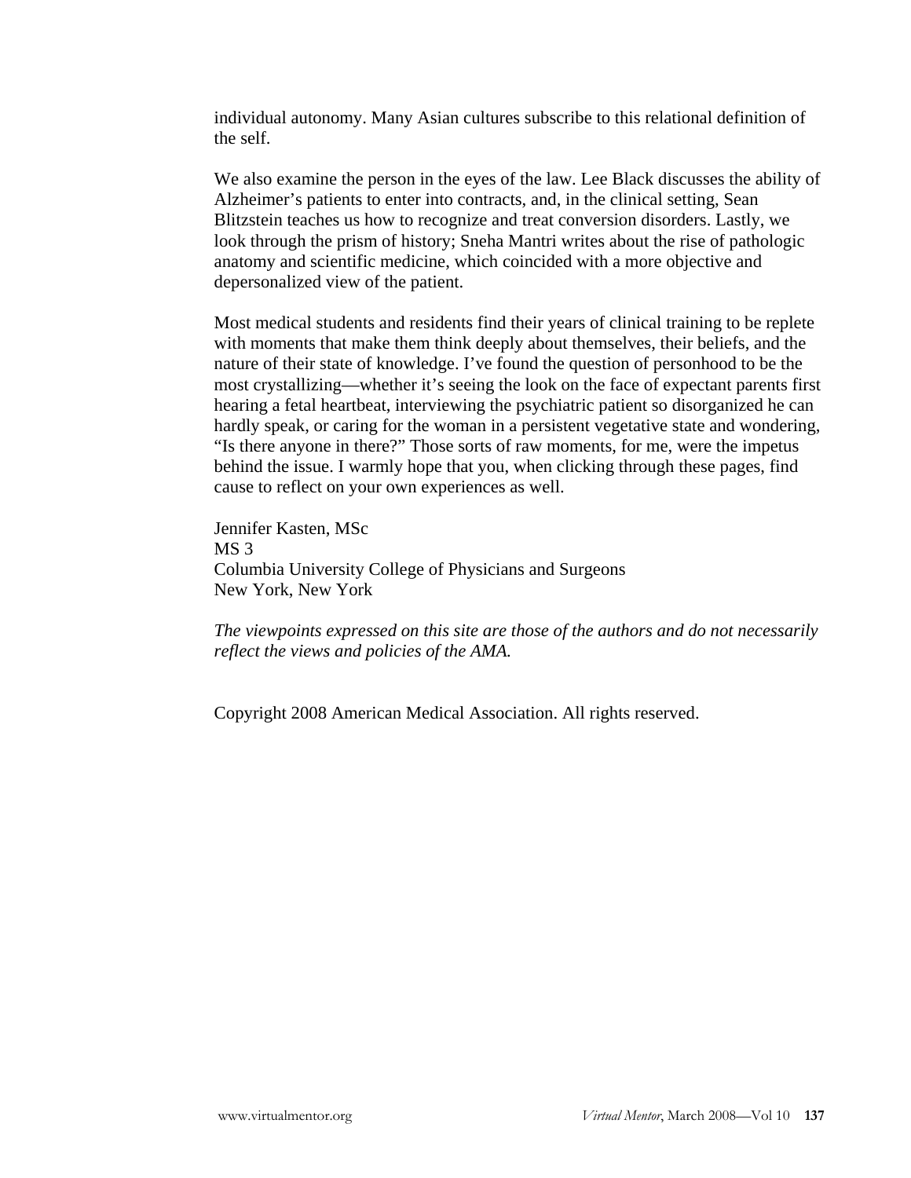individual autonomy. Many Asian cultures subscribe to this relational definition of the self.

We also examine the person in the eyes of the law. Lee Black discusses the ability of Alzheimer's patients to enter into contracts, and, in the clinical setting, Sean Blitzstein teaches us how to recognize and treat conversion disorders. Lastly, we look through the prism of history; Sneha Mantri writes about the rise of pathologic anatomy and scientific medicine, which coincided with a more objective and depersonalized view of the patient.

Most medical students and residents find their years of clinical training to be replete with moments that make them think deeply about themselves, their beliefs, and the nature of their state of knowledge. I've found the question of personhood to be the most crystallizing—whether it's seeing the look on the face of expectant parents first hearing a fetal heartbeat, interviewing the psychiatric patient so disorganized he can hardly speak, or caring for the woman in a persistent vegetative state and wondering, "Is there anyone in there?" Those sorts of raw moments, for me, were the impetus behind the issue. I warmly hope that you, when clicking through these pages, find cause to reflect on your own experiences as well.

Jennifer Kasten, MSc
MS 3
Columbia University College of Physicians and Surgeons
New York, New York

*The viewpoints expressed on this site are those of the authors and do not necessarily reflect the views and policies of the AMA.*

Copyright 2008 American Medical Association. All rights reserved.